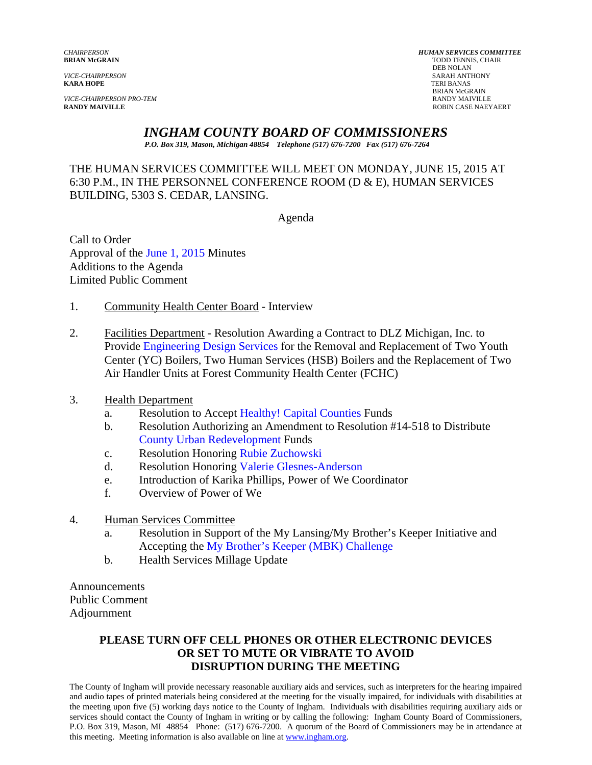*CHAIRPERSON*
**BRIAN McGRAIN**

*VICE-CHAIRPERSON*
**KARA HOPE**

*VICE-CHAIRPERSON PRO-TEM*
**RANDY MAIVILLE**

***HUMAN SERVICES COMMITTEE***
TODD TENNIS, CHAIR
DEB NOLAN
SARAH ANTHONY
TERI BANAS
BRIAN McGRAIN
RANDY MAIVILLE
ROBIN CASE NAEYAERT

# *INGHAM COUNTY BOARD OF COMMISSIONERS*

***P.O. Box 319, Mason, Michigan 48854 Telephone (517) 676-7200 Fax (517) 676-7264***

THE HUMAN SERVICES COMMITTEE WILL MEET ON MONDAY, JUNE 15, 2015 AT 6:30 P.M., IN THE PERSONNEL CONFERENCE ROOM (D & E), HUMAN SERVICES BUILDING, 5303 S. CEDAR, LANSING.

Agenda

Call to Order
Approval of the June 1, 2015 Minutes
Additions to the Agenda
Limited Public Comment

1. Community Health Center Board - Interview

2. Facilities Department - Resolution Awarding a Contract to DLZ Michigan, Inc. to Provide Engineering Design Services for the Removal and Replacement of Two Youth Center (YC) Boilers, Two Human Services (HSB) Boilers and the Replacement of Two Air Handler Units at Forest Community Health Center (FCHC)

3. Health Department
   a. Resolution to Accept Healthy! Capital Counties Funds
   b. Resolution Authorizing an Amendment to Resolution #14-518 to Distribute County Urban Redevelopment Funds
   c. Resolution Honoring Rubie Zuchowski
   d. Resolution Honoring Valerie Glesnes-Anderson
   e. Introduction of Karika Phillips, Power of We Coordinator
   f. Overview of Power of We

4. Human Services Committee
   a. Resolution in Support of the My Lansing/My Brother's Keeper Initiative and Accepting the My Brother's Keeper (MBK) Challenge
   b. Health Services Millage Update

Announcements
Public Comment
Adjournment

**PLEASE TURN OFF CELL PHONES OR OTHER ELECTRONIC DEVICES OR SET TO MUTE OR VIBRATE TO AVOID DISRUPTION DURING THE MEETING**

The County of Ingham will provide necessary reasonable auxiliary aids and services, such as interpreters for the hearing impaired and audio tapes of printed materials being considered at the meeting for the visually impaired, for individuals with disabilities at the meeting upon five (5) working days notice to the County of Ingham. Individuals with disabilities requiring auxiliary aids or services should contact the County of Ingham in writing or by calling the following: Ingham County Board of Commissioners, P.O. Box 319, Mason, MI 48854 Phone: (517) 676-7200. A quorum of the Board of Commissioners may be in attendance at this meeting. Meeting information is also available on line at www.ingham.org.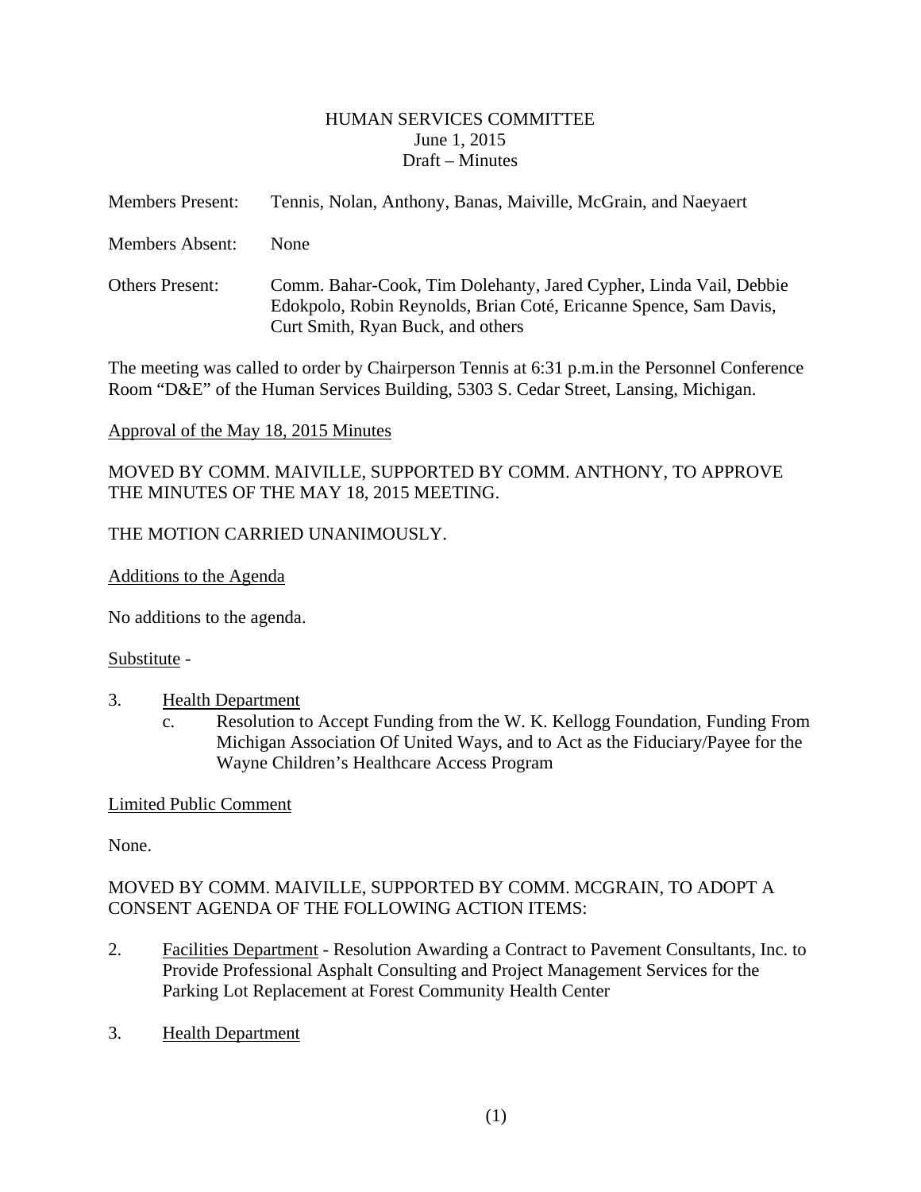# HUMAN SERVICES COMMITTEE
June 1, 2015
Draft – Minutes

Members Present: Tennis, Nolan, Anthony, Banas, Maiville, McGrain, and Naeyaert

Members Absent: None

Others Present: Comm. Bahar-Cook, Tim Dolehanty, Jared Cypher, Linda Vail, Debbie Edokpolo, Robin Reynolds, Brian Coté, Ericanne Spence, Sam Davis, Curt Smith, Ryan Buck, and others

The meeting was called to order by Chairperson Tennis at 6:31 p.m.in the Personnel Conference Room "D&E" of the Human Services Building, 5303 S. Cedar Street, Lansing, Michigan.

Approval of the May 18, 2015 Minutes

MOVED BY COMM. MAIVILLE, SUPPORTED BY COMM. ANTHONY, TO APPROVE THE MINUTES OF THE MAY 18, 2015 MEETING.

THE MOTION CARRIED UNANIMOUSLY.

Additions to the Agenda

No additions to the agenda.

Substitute -

3. Health Department
   c. Resolution to Accept Funding from the W. K. Kellogg Foundation, Funding From Michigan Association Of United Ways, and to Act as the Fiduciary/Payee for the Wayne Children's Healthcare Access Program

Limited Public Comment

None.

MOVED BY COMM. MAIVILLE, SUPPORTED BY COMM. MCGRAIN, TO ADOPT A CONSENT AGENDA OF THE FOLLOWING ACTION ITEMS:

2. Facilities Department - Resolution Awarding a Contract to Pavement Consultants, Inc. to Provide Professional Asphalt Consulting and Project Management Services for the Parking Lot Replacement at Forest Community Health Center

3. Health Department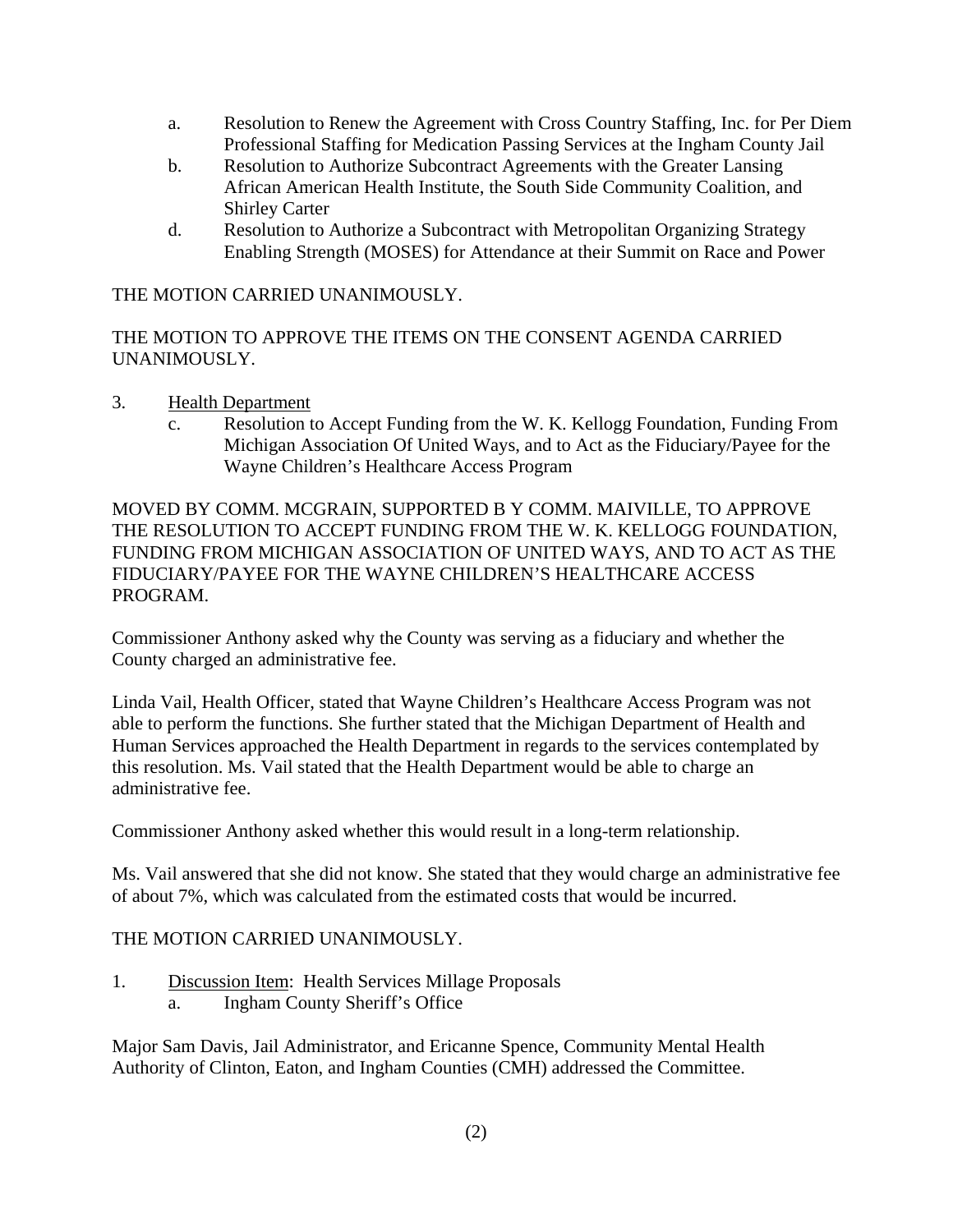a. Resolution to Renew the Agreement with Cross Country Staffing, Inc. for Per Diem Professional Staffing for Medication Passing Services at the Ingham County Jail
b. Resolution to Authorize Subcontract Agreements with the Greater Lansing African American Health Institute, the South Side Community Coalition, and Shirley Carter
d. Resolution to Authorize a Subcontract with Metropolitan Organizing Strategy Enabling Strength (MOSES) for Attendance at their Summit on Race and Power

THE MOTION CARRIED UNANIMOUSLY.

THE MOTION TO APPROVE THE ITEMS ON THE CONSENT AGENDA CARRIED UNANIMOUSLY.

3. Health Department
   c. Resolution to Accept Funding from the W. K. Kellogg Foundation, Funding From Michigan Association Of United Ways, and to Act as the Fiduciary/Payee for the Wayne Children's Healthcare Access Program

MOVED BY COMM. MCGRAIN, SUPPORTED B Y COMM. MAIVILLE, TO APPROVE THE RESOLUTION TO ACCEPT FUNDING FROM THE W. K. KELLOGG FOUNDATION, FUNDING FROM MICHIGAN ASSOCIATION OF UNITED WAYS, AND TO ACT AS THE FIDUCIARY/PAYEE FOR THE WAYNE CHILDREN'S HEALTHCARE ACCESS PROGRAM.

Commissioner Anthony asked why the County was serving as a fiduciary and whether the County charged an administrative fee.

Linda Vail, Health Officer, stated that Wayne Children's Healthcare Access Program was not able to perform the functions. She further stated that the Michigan Department of Health and Human Services approached the Health Department in regards to the services contemplated by this resolution. Ms. Vail stated that the Health Department would be able to charge an administrative fee.

Commissioner Anthony asked whether this would result in a long-term relationship.

Ms. Vail answered that she did not know. She stated that they would charge an administrative fee of about 7%, which was calculated from the estimated costs that would be incurred.

THE MOTION CARRIED UNANIMOUSLY.

1. Discussion Item: Health Services Millage Proposals
   a. Ingham County Sheriff's Office

Major Sam Davis, Jail Administrator, and Ericanne Spence, Community Mental Health Authority of Clinton, Eaton, and Ingham Counties (CMH) addressed the Committee.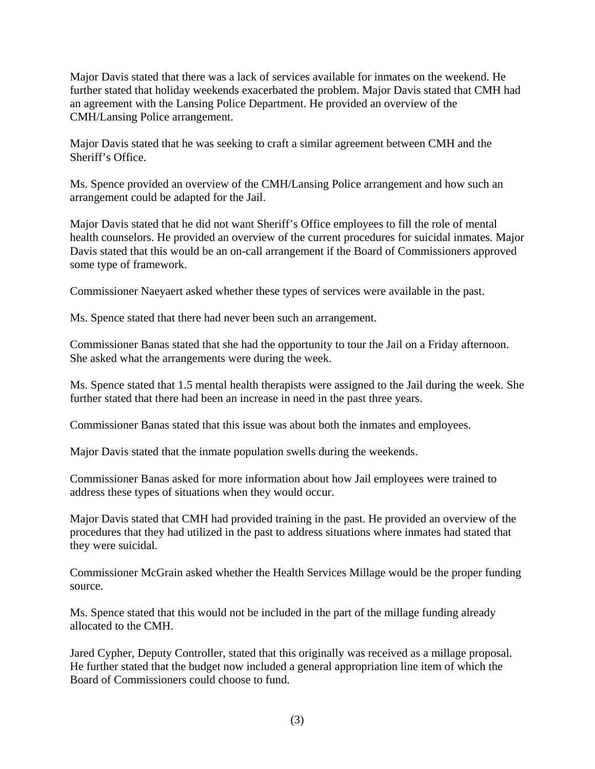Major Davis stated that there was a lack of services available for inmates on the weekend. He further stated that holiday weekends exacerbated the problem. Major Davis stated that CMH had an agreement with the Lansing Police Department. He provided an overview of the CMH/Lansing Police arrangement.

Major Davis stated that he was seeking to craft a similar agreement between CMH and the Sheriff's Office.

Ms. Spence provided an overview of the CMH/Lansing Police arrangement and how such an arrangement could be adapted for the Jail.

Major Davis stated that he did not want Sheriff's Office employees to fill the role of mental health counselors. He provided an overview of the current procedures for suicidal inmates. Major Davis stated that this would be an on-call arrangement if the Board of Commissioners approved some type of framework.

Commissioner Naeyaert asked whether these types of services were available in the past.

Ms. Spence stated that there had never been such an arrangement.

Commissioner Banas stated that she had the opportunity to tour the Jail on a Friday afternoon. She asked what the arrangements were during the week.

Ms. Spence stated that 1.5 mental health therapists were assigned to the Jail during the week. She further stated that there had been an increase in need in the past three years.

Commissioner Banas stated that this issue was about both the inmates and employees.

Major Davis stated that the inmate population swells during the weekends.

Commissioner Banas asked for more information about how Jail employees were trained to address these types of situations when they would occur.

Major Davis stated that CMH had provided training in the past. He provided an overview of the procedures that they had utilized in the past to address situations where inmates had stated that they were suicidal.

Commissioner McGrain asked whether the Health Services Millage would be the proper funding source.

Ms. Spence stated that this would not be included in the part of the millage funding already allocated to the CMH.

Jared Cypher, Deputy Controller, stated that this originally was received as a millage proposal. He further stated that the budget now included a general appropriation line item of which the Board of Commissioners could choose to fund.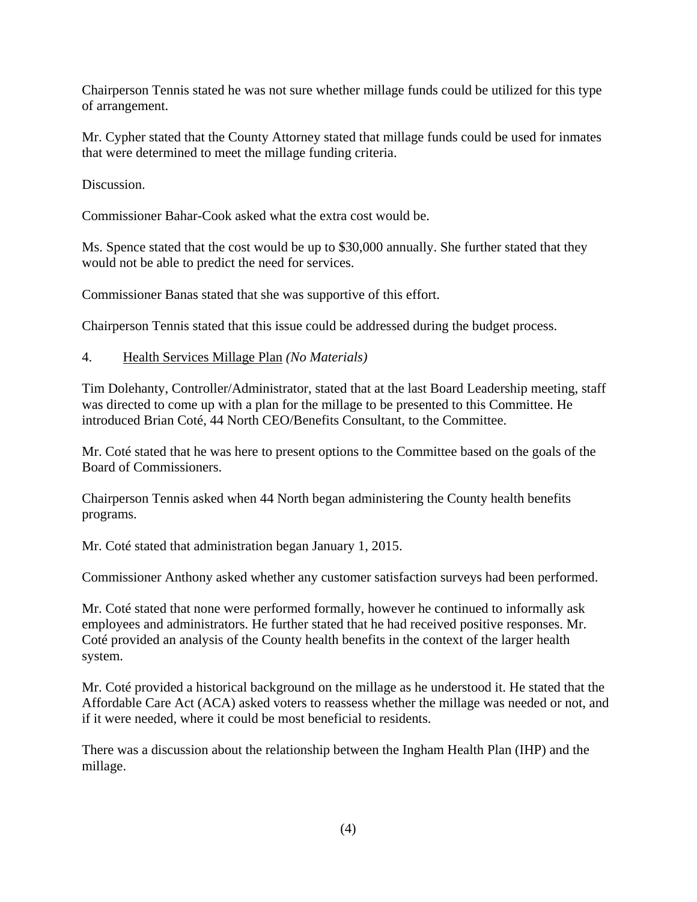Chairperson Tennis stated he was not sure whether millage funds could be utilized for this type of arrangement.

Mr. Cypher stated that the County Attorney stated that millage funds could be used for inmates that were determined to meet the millage funding criteria.

Discussion.

Commissioner Bahar-Cook asked what the extra cost would be.

Ms. Spence stated that the cost would be up to $30,000 annually. She further stated that they would not be able to predict the need for services.

Commissioner Banas stated that she was supportive of this effort.

Chairperson Tennis stated that this issue could be addressed during the budget process.

4. Health Services Millage Plan *(No Materials)*

Tim Dolehanty, Controller/Administrator, stated that at the last Board Leadership meeting, staff was directed to come up with a plan for the millage to be presented to this Committee. He introduced Brian Coté, 44 North CEO/Benefits Consultant, to the Committee.

Mr. Coté stated that he was here to present options to the Committee based on the goals of the Board of Commissioners.

Chairperson Tennis asked when 44 North began administering the County health benefits programs.

Mr. Coté stated that administration began January 1, 2015.

Commissioner Anthony asked whether any customer satisfaction surveys had been performed.

Mr. Coté stated that none were performed formally, however he continued to informally ask employees and administrators. He further stated that he had received positive responses. Mr. Coté provided an analysis of the County health benefits in the context of the larger health system.

Mr. Coté provided a historical background on the millage as he understood it. He stated that the Affordable Care Act (ACA) asked voters to reassess whether the millage was needed or not, and if it were needed, where it could be most beneficial to residents.

There was a discussion about the relationship between the Ingham Health Plan (IHP) and the millage.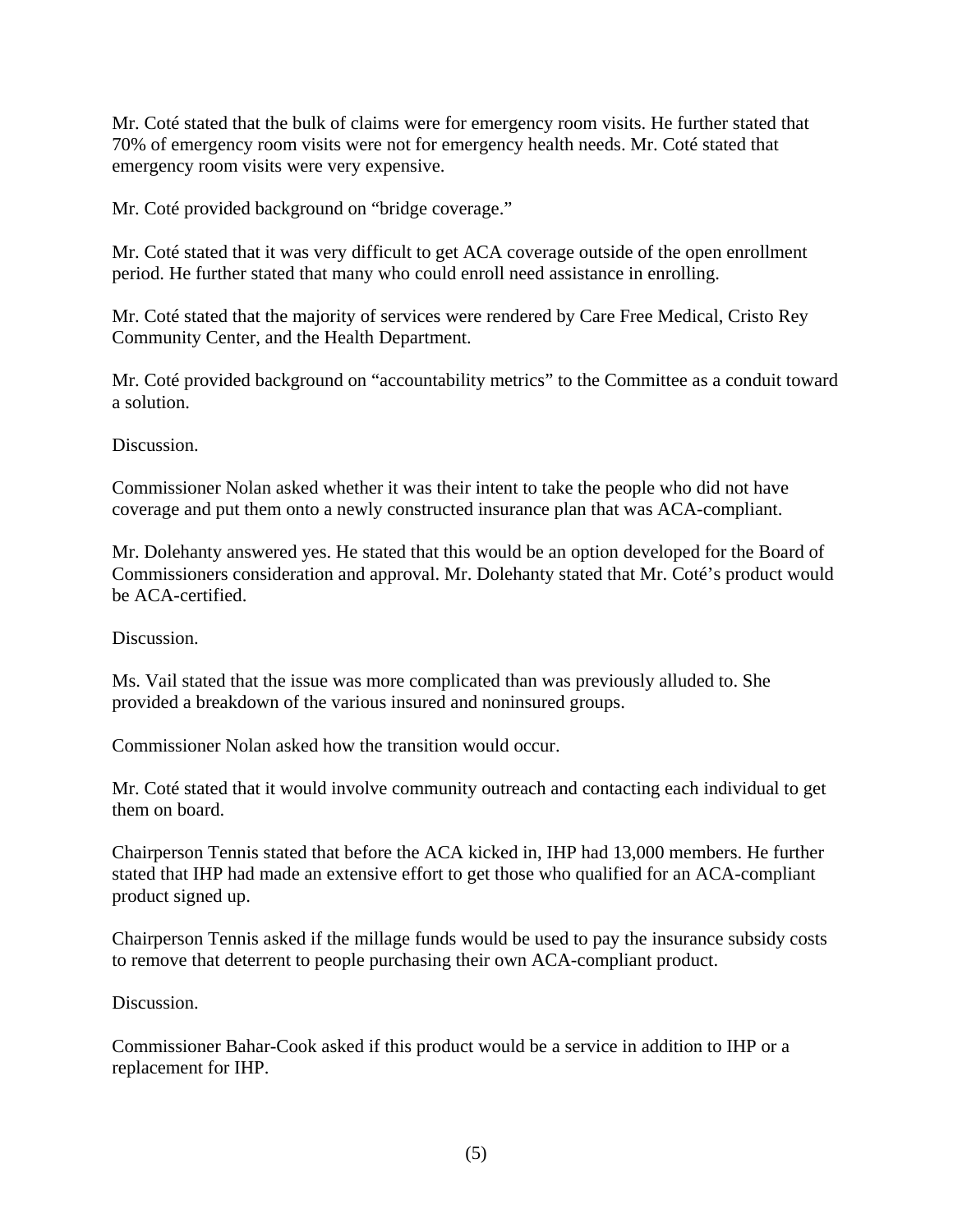Mr. Coté stated that the bulk of claims were for emergency room visits. He further stated that 70% of emergency room visits were not for emergency health needs. Mr. Coté stated that emergency room visits were very expensive.

Mr. Coté provided background on "bridge coverage."

Mr. Coté stated that it was very difficult to get ACA coverage outside of the open enrollment period. He further stated that many who could enroll need assistance in enrolling.

Mr. Coté stated that the majority of services were rendered by Care Free Medical, Cristo Rey Community Center, and the Health Department.

Mr. Coté provided background on "accountability metrics" to the Committee as a conduit toward a solution.

Discussion.

Commissioner Nolan asked whether it was their intent to take the people who did not have coverage and put them onto a newly constructed insurance plan that was ACA-compliant.

Mr. Dolehanty answered yes. He stated that this would be an option developed for the Board of Commissioners consideration and approval. Mr. Dolehanty stated that Mr. Coté's product would be ACA-certified.

Discussion.

Ms. Vail stated that the issue was more complicated than was previously alluded to. She provided a breakdown of the various insured and noninsured groups.

Commissioner Nolan asked how the transition would occur.

Mr. Coté stated that it would involve community outreach and contacting each individual to get them on board.

Chairperson Tennis stated that before the ACA kicked in, IHP had 13,000 members. He further stated that IHP had made an extensive effort to get those who qualified for an ACA-compliant product signed up.

Chairperson Tennis asked if the millage funds would be used to pay the insurance subsidy costs to remove that deterrent to people purchasing their own ACA-compliant product.

Discussion.

Commissioner Bahar-Cook asked if this product would be a service in addition to IHP or a replacement for IHP.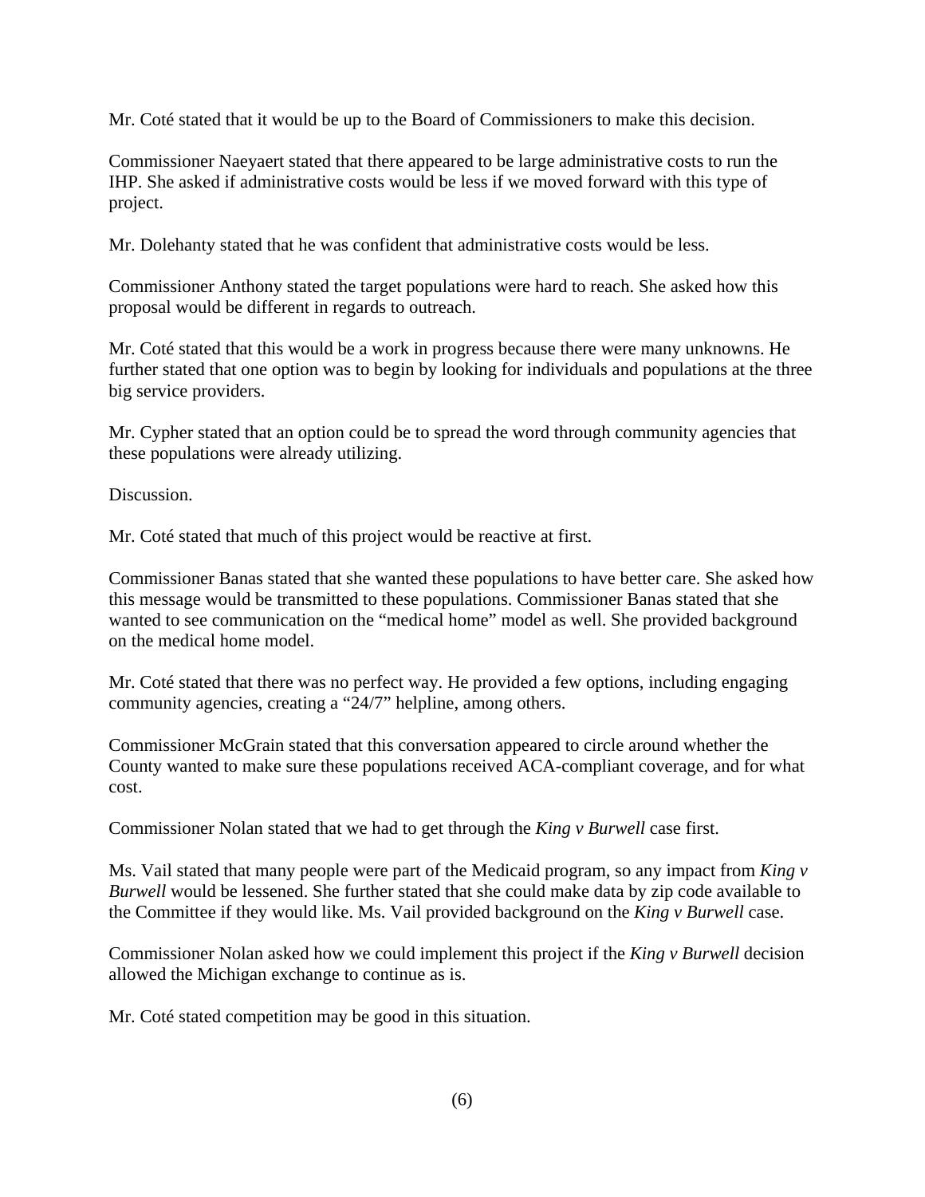Mr. Coté stated that it would be up to the Board of Commissioners to make this decision.

Commissioner Naeyaert stated that there appeared to be large administrative costs to run the IHP. She asked if administrative costs would be less if we moved forward with this type of project.

Mr. Dolehanty stated that he was confident that administrative costs would be less.

Commissioner Anthony stated the target populations were hard to reach. She asked how this proposal would be different in regards to outreach.

Mr. Coté stated that this would be a work in progress because there were many unknowns. He further stated that one option was to begin by looking for individuals and populations at the three big service providers.

Mr. Cypher stated that an option could be to spread the word through community agencies that these populations were already utilizing.

Discussion.

Mr. Coté stated that much of this project would be reactive at first.

Commissioner Banas stated that she wanted these populations to have better care. She asked how this message would be transmitted to these populations. Commissioner Banas stated that she wanted to see communication on the "medical home" model as well. She provided background on the medical home model.

Mr. Coté stated that there was no perfect way. He provided a few options, including engaging community agencies, creating a "24/7" helpline, among others.

Commissioner McGrain stated that this conversation appeared to circle around whether the County wanted to make sure these populations received ACA-compliant coverage, and for what cost.

Commissioner Nolan stated that we had to get through the *King v Burwell* case first.

Ms. Vail stated that many people were part of the Medicaid program, so any impact from *King v Burwell* would be lessened. She further stated that she could make data by zip code available to the Committee if they would like. Ms. Vail provided background on the *King v Burwell* case.

Commissioner Nolan asked how we could implement this project if the *King v Burwell* decision allowed the Michigan exchange to continue as is.

Mr. Coté stated competition may be good in this situation.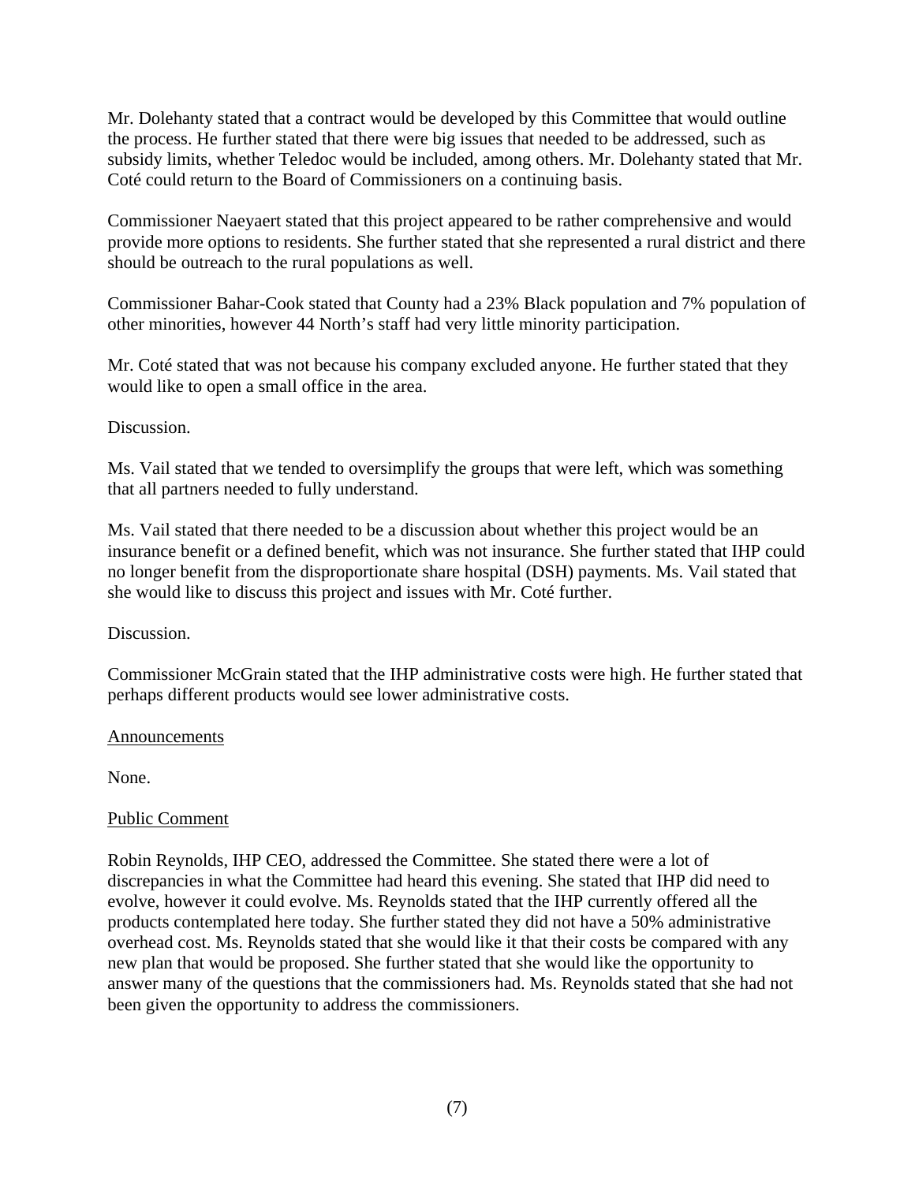Mr. Dolehanty stated that a contract would be developed by this Committee that would outline the process. He further stated that there were big issues that needed to be addressed, such as subsidy limits, whether Teledoc would be included, among others. Mr. Dolehanty stated that Mr. Coté could return to the Board of Commissioners on a continuing basis.

Commissioner Naeyaert stated that this project appeared to be rather comprehensive and would provide more options to residents. She further stated that she represented a rural district and there should be outreach to the rural populations as well.

Commissioner Bahar-Cook stated that County had a 23% Black population and 7% population of other minorities, however 44 North's staff had very little minority participation.

Mr. Coté stated that was not because his company excluded anyone. He further stated that they would like to open a small office in the area.

Discussion.

Ms. Vail stated that we tended to oversimplify the groups that were left, which was something that all partners needed to fully understand.

Ms. Vail stated that there needed to be a discussion about whether this project would be an insurance benefit or a defined benefit, which was not insurance. She further stated that IHP could no longer benefit from the disproportionate share hospital (DSH) payments. Ms. Vail stated that she would like to discuss this project and issues with Mr. Coté further.

Discussion.

Commissioner McGrain stated that the IHP administrative costs were high. He further stated that perhaps different products would see lower administrative costs.

Announcements

None.

Public Comment

Robin Reynolds, IHP CEO, addressed the Committee. She stated there were a lot of discrepancies in what the Committee had heard this evening. She stated that IHP did need to evolve, however it could evolve. Ms. Reynolds stated that the IHP currently offered all the products contemplated here today. She further stated they did not have a 50% administrative overhead cost. Ms. Reynolds stated that she would like it that their costs be compared with any new plan that would be proposed. She further stated that she would like the opportunity to answer many of the questions that the commissioners had. Ms. Reynolds stated that she had not been given the opportunity to address the commissioners.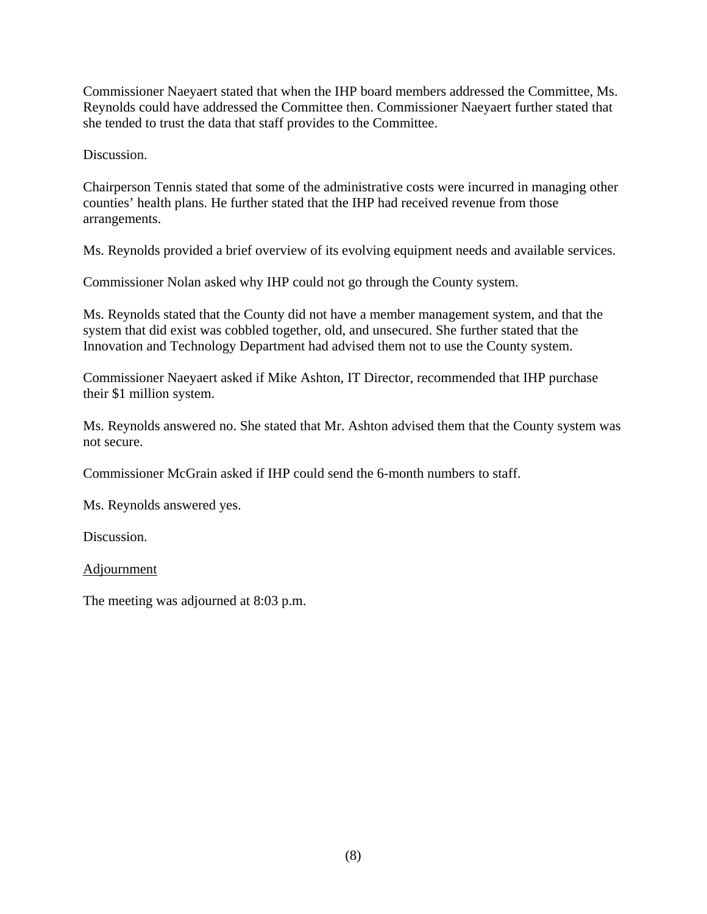Commissioner Naeyaert stated that when the IHP board members addressed the Committee, Ms. Reynolds could have addressed the Committee then. Commissioner Naeyaert further stated that she tended to trust the data that staff provides to the Committee.

Discussion.

Chairperson Tennis stated that some of the administrative costs were incurred in managing other counties' health plans. He further stated that the IHP had received revenue from those arrangements.

Ms. Reynolds provided a brief overview of its evolving equipment needs and available services.

Commissioner Nolan asked why IHP could not go through the County system.

Ms. Reynolds stated that the County did not have a member management system, and that the system that did exist was cobbled together, old, and unsecured. She further stated that the Innovation and Technology Department had advised them not to use the County system.

Commissioner Naeyaert asked if Mike Ashton, IT Director, recommended that IHP purchase their $1 million system.

Ms. Reynolds answered no. She stated that Mr. Ashton advised them that the County system was not secure.

Commissioner McGrain asked if IHP could send the 6-month numbers to staff.

Ms. Reynolds answered yes.

Discussion.

Adjournment

The meeting was adjourned at 8:03 p.m.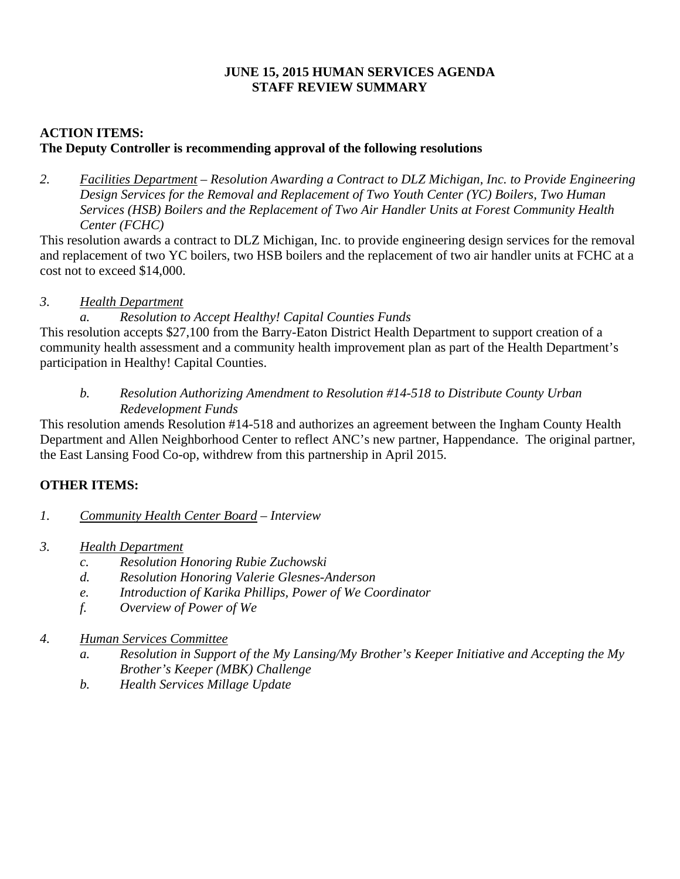# JUNE 15, 2015 HUMAN SERVICES AGENDA
## STAFF REVIEW SUMMARY

**ACTION ITEMS:**
**The Deputy Controller is recommending approval of the following resolutions**

2. *Facilities Department – Resolution Awarding a Contract to DLZ Michigan, Inc. to Provide Engineering Design Services for the Removal and Replacement of Two Youth Center (YC) Boilers, Two Human Services (HSB) Boilers and the Replacement of Two Air Handler Units at Forest Community Health Center (FCHC)*

This resolution awards a contract to DLZ Michigan, Inc. to provide engineering design services for the removal and replacement of two YC boilers, two HSB boilers and the replacement of two air handler units at FCHC at a cost not to exceed $14,000.

3. *Health Department*

   a. *Resolution to Accept Healthy! Capital Counties Funds*

This resolution accepts $27,100 from the Barry-Eaton District Health Department to support creation of a community health assessment and a community health improvement plan as part of the Health Department's participation in Healthy! Capital Counties.

   b. *Resolution Authorizing Amendment to Resolution #14-518 to Distribute County Urban Redevelopment Funds*

This resolution amends Resolution #14-518 and authorizes an agreement between the Ingham County Health Department and Allen Neighborhood Center to reflect ANC's new partner, Happendance. The original partner, the East Lansing Food Co-op, withdrew from this partnership in April 2015.

**OTHER ITEMS:**

1. *Community Health Center Board – Interview*

3. *Health Department*
   c. *Resolution Honoring Rubie Zuchowski*
   d. *Resolution Honoring Valerie Glesnes-Anderson*
   e. *Introduction of Karika Phillips, Power of We Coordinator*
   f. *Overview of Power of We*

4. *Human Services Committee*
   a. *Resolution in Support of the My Lansing/My Brother's Keeper Initiative and Accepting the My Brother's Keeper (MBK) Challenge*
   b. *Health Services Millage Update*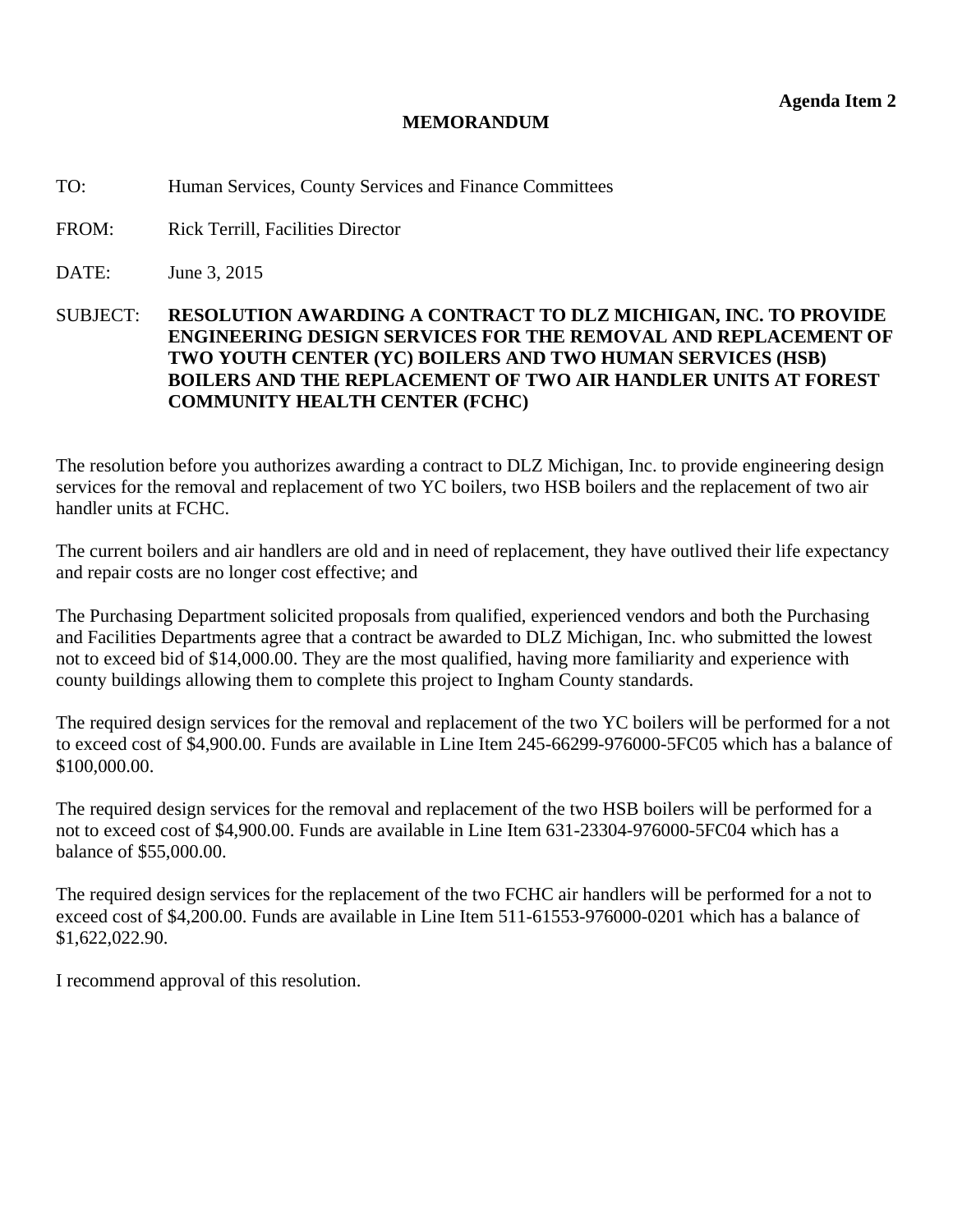**Agenda Item 2**

# MEMORANDUM

TO: Human Services, County Services and Finance Committees

FROM: Rick Terrill, Facilities Director

DATE: June 3, 2015

SUBJECT: **RESOLUTION AWARDING A CONTRACT TO DLZ MICHIGAN, INC. TO PROVIDE ENGINEERING DESIGN SERVICES FOR THE REMOVAL AND REPLACEMENT OF TWO YOUTH CENTER (YC) BOILERS AND TWO HUMAN SERVICES (HSB) BOILERS AND THE REPLACEMENT OF TWO AIR HANDLER UNITS AT FOREST COMMUNITY HEALTH CENTER (FCHC)**

The resolution before you authorizes awarding a contract to DLZ Michigan, Inc. to provide engineering design services for the removal and replacement of two YC boilers, two HSB boilers and the replacement of two air handler units at FCHC.

The current boilers and air handlers are old and in need of replacement, they have outlived their life expectancy and repair costs are no longer cost effective; and

The Purchasing Department solicited proposals from qualified, experienced vendors and both the Purchasing and Facilities Departments agree that a contract be awarded to DLZ Michigan, Inc. who submitted the lowest not to exceed bid of $14,000.00. They are the most qualified, having more familiarity and experience with county buildings allowing them to complete this project to Ingham County standards.

The required design services for the removal and replacement of the two YC boilers will be performed for a not to exceed cost of $4,900.00. Funds are available in Line Item 245-66299-976000-5FC05 which has a balance of $100,000.00.

The required design services for the removal and replacement of the two HSB boilers will be performed for a not to exceed cost of $4,900.00. Funds are available in Line Item 631-23304-976000-5FC04 which has a balance of $55,000.00.

The required design services for the replacement of the two FCHC air handlers will be performed for a not to exceed cost of $4,200.00. Funds are available in Line Item 511-61553-976000-0201 which has a balance of $1,622,022.90.

I recommend approval of this resolution.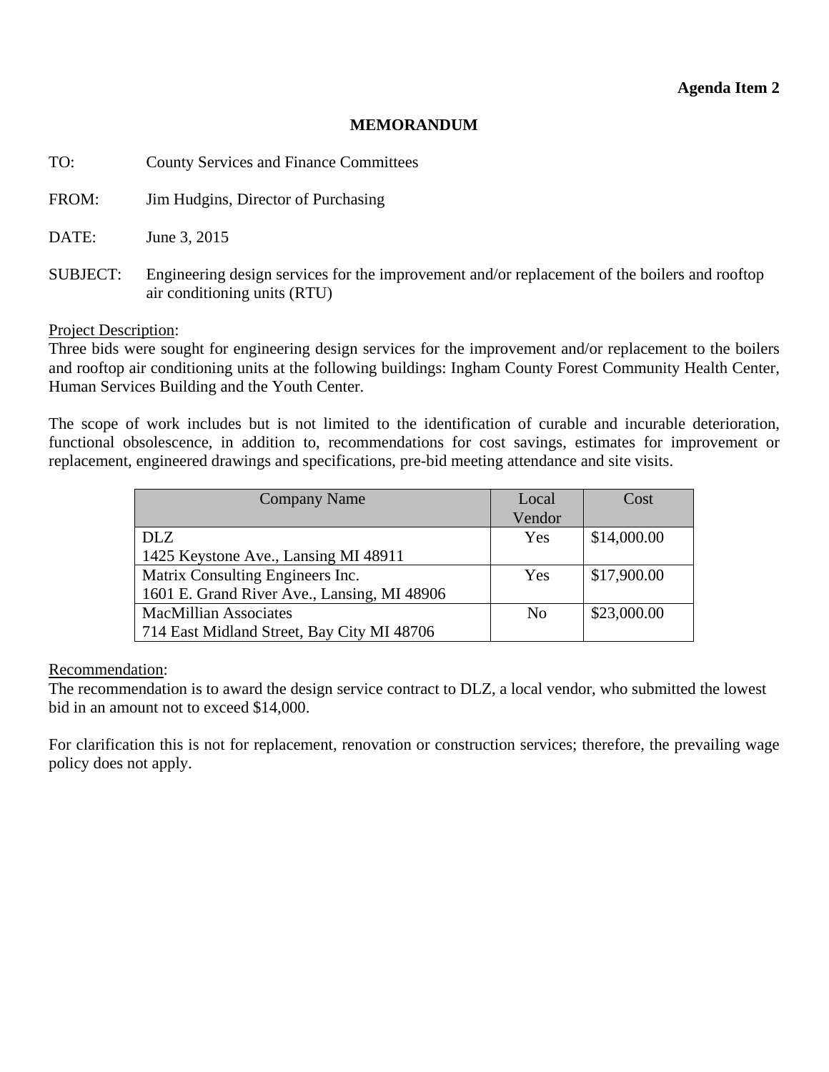**Agenda Item 2**

# MEMORANDUM

TO: County Services and Finance Committees

FROM: Jim Hudgins, Director of Purchasing

DATE: June 3, 2015

SUBJECT: Engineering design services for the improvement and/or replacement of the boilers and rooftop air conditioning units (RTU)

Project Description:
Three bids were sought for engineering design services for the improvement and/or replacement to the boilers and rooftop air conditioning units at the following buildings: Ingham County Forest Community Health Center, Human Services Building and the Youth Center.

The scope of work includes but is not limited to the identification of curable and incurable deterioration, functional obsolescence, in addition to, recommendations for cost savings, estimates for improvement or replacement, engineered drawings and specifications, pre-bid meeting attendance and site visits.

| Company Name | Local Vendor | Cost |
|---|---|---|
| DLZ<br>1425 Keystone Ave., Lansing MI 48911 | Yes | $14,000.00 |
| Matrix Consulting Engineers Inc.<br>1601 E. Grand River Ave., Lansing, MI 48906 | Yes | $17,900.00 |
| MacMillian Associates<br>714 East Midland Street, Bay City MI 48706 | No | $23,000.00 |

Recommendation:
The recommendation is to award the design service contract to DLZ, a local vendor, who submitted the lowest bid in an amount not to exceed $14,000.

For clarification this is not for replacement, renovation or construction services; therefore, the prevailing wage policy does not apply.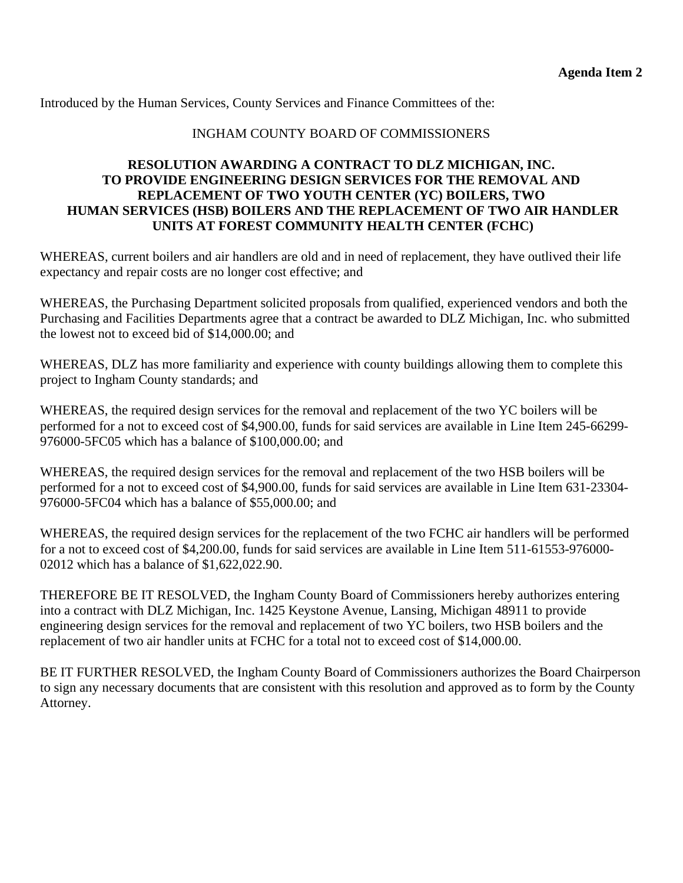**Agenda Item 2**

Introduced by the Human Services, County Services and Finance Committees of the:

INGHAM COUNTY BOARD OF COMMISSIONERS

**RESOLUTION AWARDING A CONTRACT TO DLZ MICHIGAN, INC. TO PROVIDE ENGINEERING DESIGN SERVICES FOR THE REMOVAL AND REPLACEMENT OF TWO YOUTH CENTER (YC) BOILERS, TWO HUMAN SERVICES (HSB) BOILERS AND THE REPLACEMENT OF TWO AIR HANDLER UNITS AT FOREST COMMUNITY HEALTH CENTER (FCHC)**

WHEREAS, current boilers and air handlers are old and in need of replacement, they have outlived their life expectancy and repair costs are no longer cost effective; and

WHEREAS, the Purchasing Department solicited proposals from qualified, experienced vendors and both the Purchasing and Facilities Departments agree that a contract be awarded to DLZ Michigan, Inc. who submitted the lowest not to exceed bid of $14,000.00; and

WHEREAS, DLZ has more familiarity and experience with county buildings allowing them to complete this project to Ingham County standards; and

WHEREAS, the required design services for the removal and replacement of the two YC boilers will be performed for a not to exceed cost of $4,900.00, funds for said services are available in Line Item 245-66299-976000-5FC05 which has a balance of $100,000.00; and

WHEREAS, the required design services for the removal and replacement of the two HSB boilers will be performed for a not to exceed cost of $4,900.00, funds for said services are available in Line Item 631-23304-976000-5FC04 which has a balance of $55,000.00; and

WHEREAS, the required design services for the replacement of the two FCHC air handlers will be performed for a not to exceed cost of $4,200.00, funds for said services are available in Line Item 511-61553-976000-02012 which has a balance of $1,622,022.90.

THEREFORE BE IT RESOLVED, the Ingham County Board of Commissioners hereby authorizes entering into a contract with DLZ Michigan, Inc. 1425 Keystone Avenue, Lansing, Michigan 48911 to provide engineering design services for the removal and replacement of two YC boilers, two HSB boilers and the replacement of two air handler units at FCHC for a total not to exceed cost of $14,000.00.

BE IT FURTHER RESOLVED, the Ingham County Board of Commissioners authorizes the Board Chairperson to sign any necessary documents that are consistent with this resolution and approved as to form by the County Attorney.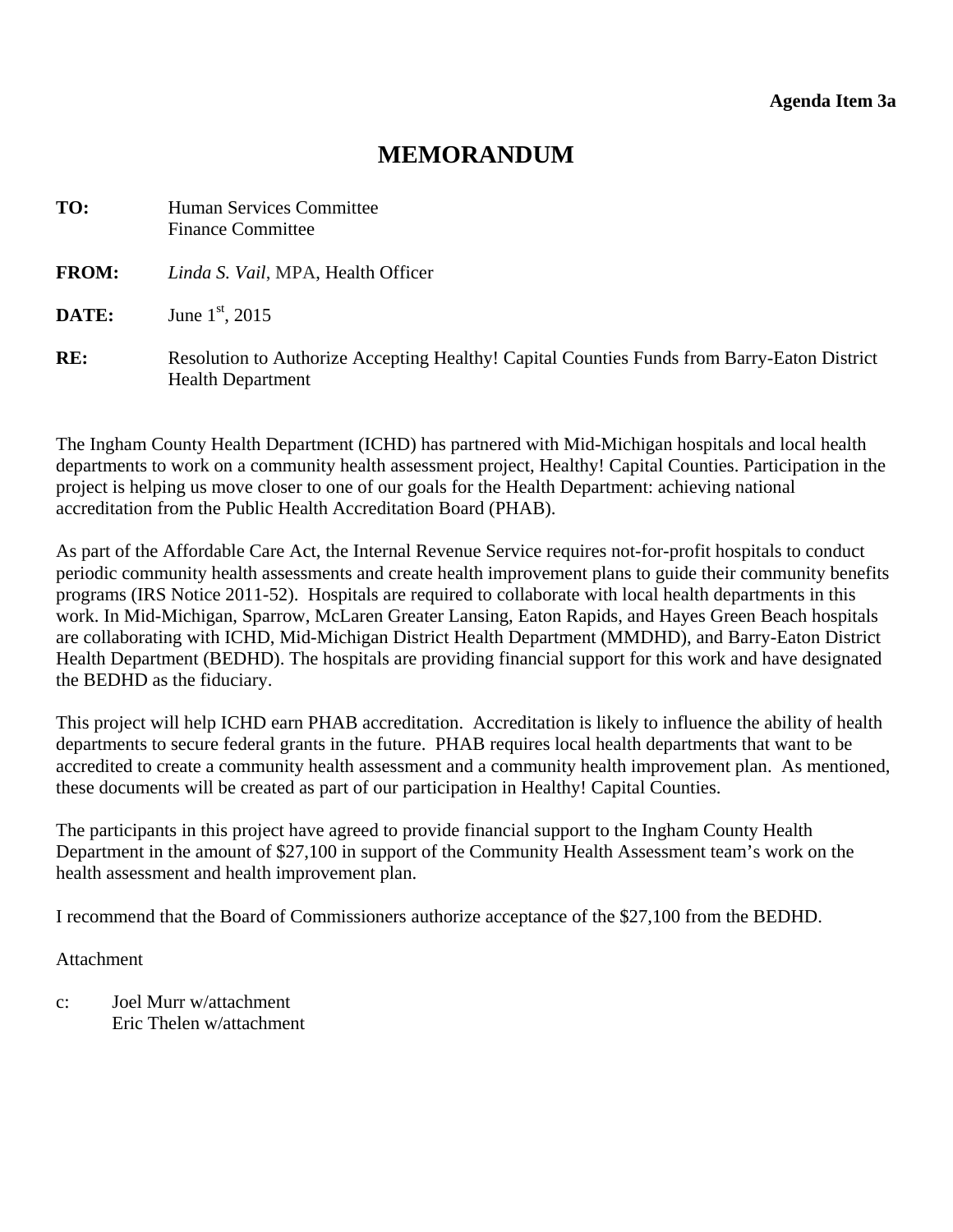**Agenda Item 3a**

# MEMORANDUM

**TO:** Human Services Committee
Finance Committee

**FROM:** *Linda S. Vail*, MPA, Health Officer

**DATE:** June 1st, 2015

**RE:** Resolution to Authorize Accepting Healthy! Capital Counties Funds from Barry-Eaton District Health Department

The Ingham County Health Department (ICHD) has partnered with Mid-Michigan hospitals and local health departments to work on a community health assessment project, Healthy! Capital Counties. Participation in the project is helping us move closer to one of our goals for the Health Department: achieving national accreditation from the Public Health Accreditation Board (PHAB).

As part of the Affordable Care Act, the Internal Revenue Service requires not-for-profit hospitals to conduct periodic community health assessments and create health improvement plans to guide their community benefits programs (IRS Notice 2011-52). Hospitals are required to collaborate with local health departments in this work. In Mid-Michigan, Sparrow, McLaren Greater Lansing, Eaton Rapids, and Hayes Green Beach hospitals are collaborating with ICHD, Mid-Michigan District Health Department (MMDHD), and Barry-Eaton District Health Department (BEDHD). The hospitals are providing financial support for this work and have designated the BEDHD as the fiduciary.

This project will help ICHD earn PHAB accreditation. Accreditation is likely to influence the ability of health departments to secure federal grants in the future. PHAB requires local health departments that want to be accredited to create a community health assessment and a community health improvement plan. As mentioned, these documents will be created as part of our participation in Healthy! Capital Counties.

The participants in this project have agreed to provide financial support to the Ingham County Health Department in the amount of $27,100 in support of the Community Health Assessment team's work on the health assessment and health improvement plan.

I recommend that the Board of Commissioners authorize acceptance of the $27,100 from the BEDHD.

Attachment

c: Joel Murr w/attachment
Eric Thelen w/attachment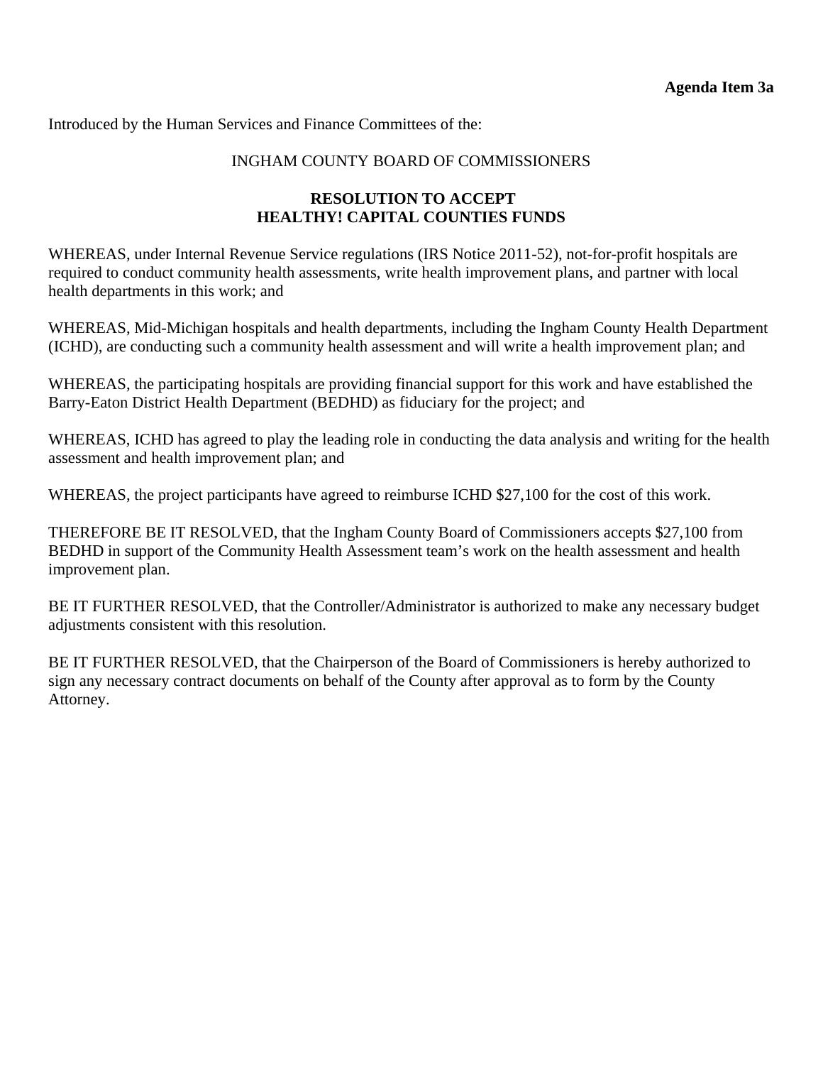**Agenda Item 3a**

Introduced by the Human Services and Finance Committees of the:

INGHAM COUNTY BOARD OF COMMISSIONERS

**RESOLUTION TO ACCEPT HEALTHY! CAPITAL COUNTIES FUNDS**

WHEREAS, under Internal Revenue Service regulations (IRS Notice 2011-52), not-for-profit hospitals are required to conduct community health assessments, write health improvement plans, and partner with local health departments in this work; and

WHEREAS, Mid-Michigan hospitals and health departments, including the Ingham County Health Department (ICHD), are conducting such a community health assessment and will write a health improvement plan; and

WHEREAS, the participating hospitals are providing financial support for this work and have established the Barry-Eaton District Health Department (BEDHD) as fiduciary for the project; and

WHEREAS, ICHD has agreed to play the leading role in conducting the data analysis and writing for the health assessment and health improvement plan; and

WHEREAS, the project participants have agreed to reimburse ICHD $27,100 for the cost of this work.

THEREFORE BE IT RESOLVED, that the Ingham County Board of Commissioners accepts $27,100 from BEDHD in support of the Community Health Assessment team's work on the health assessment and health improvement plan.

BE IT FURTHER RESOLVED, that the Controller/Administrator is authorized to make any necessary budget adjustments consistent with this resolution.

BE IT FURTHER RESOLVED, that the Chairperson of the Board of Commissioners is hereby authorized to sign any necessary contract documents on behalf of the County after approval as to form by the County Attorney.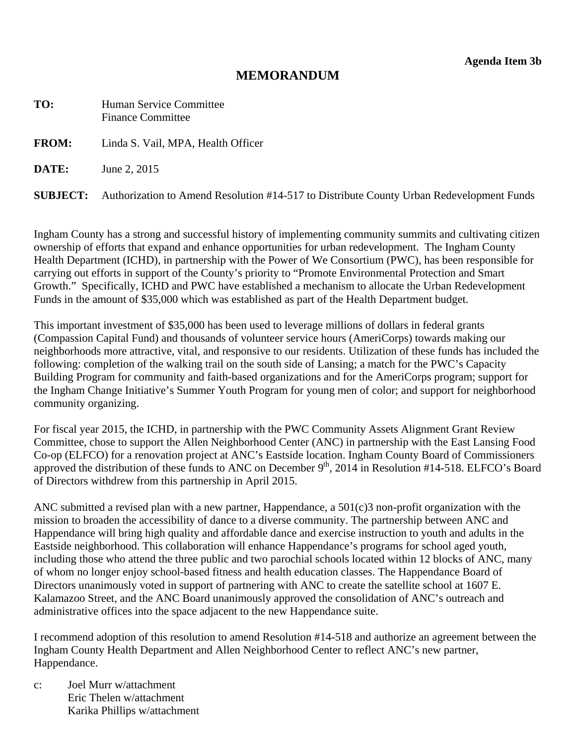**Agenda Item 3b**

# MEMORANDUM

**TO:** Human Service Committee
Finance Committee

**FROM:** Linda S. Vail, MPA, Health Officer

**DATE:** June 2, 2015

**SUBJECT:** Authorization to Amend Resolution #14-517 to Distribute County Urban Redevelopment Funds

Ingham County has a strong and successful history of implementing community summits and cultivating citizen ownership of efforts that expand and enhance opportunities for urban redevelopment. The Ingham County Health Department (ICHD), in partnership with the Power of We Consortium (PWC), has been responsible for carrying out efforts in support of the County's priority to "Promote Environmental Protection and Smart Growth." Specifically, ICHD and PWC have established a mechanism to allocate the Urban Redevelopment Funds in the amount of $35,000 which was established as part of the Health Department budget.

This important investment of $35,000 has been used to leverage millions of dollars in federal grants (Compassion Capital Fund) and thousands of volunteer service hours (AmeriCorps) towards making our neighborhoods more attractive, vital, and responsive to our residents. Utilization of these funds has included the following: completion of the walking trail on the south side of Lansing; a match for the PWC's Capacity Building Program for community and faith-based organizations and for the AmeriCorps program; support for the Ingham Change Initiative's Summer Youth Program for young men of color; and support for neighborhood community organizing.

For fiscal year 2015, the ICHD, in partnership with the PWC Community Assets Alignment Grant Review Committee, chose to support the Allen Neighborhood Center (ANC) in partnership with the East Lansing Food Co-op (ELFCO) for a renovation project at ANC's Eastside location. Ingham County Board of Commissioners approved the distribution of these funds to ANC on December 9th, 2014 in Resolution #14-518. ELFCO's Board of Directors withdrew from this partnership in April 2015.

ANC submitted a revised plan with a new partner, Happendance, a 501(c)3 non-profit organization with the mission to broaden the accessibility of dance to a diverse community. The partnership between ANC and Happendance will bring high quality and affordable dance and exercise instruction to youth and adults in the Eastside neighborhood. This collaboration will enhance Happendance's programs for school aged youth, including those who attend the three public and two parochial schools located within 12 blocks of ANC, many of whom no longer enjoy school-based fitness and health education classes. The Happendance Board of Directors unanimously voted in support of partnering with ANC to create the satellite school at 1607 E. Kalamazoo Street, and the ANC Board unanimously approved the consolidation of ANC's outreach and administrative offices into the space adjacent to the new Happendance suite.

I recommend adoption of this resolution to amend Resolution #14-518 and authorize an agreement between the Ingham County Health Department and Allen Neighborhood Center to reflect ANC's new partner, Happendance.

c: Joel Murr w/attachment
Eric Thelen w/attachment
Karika Phillips w/attachment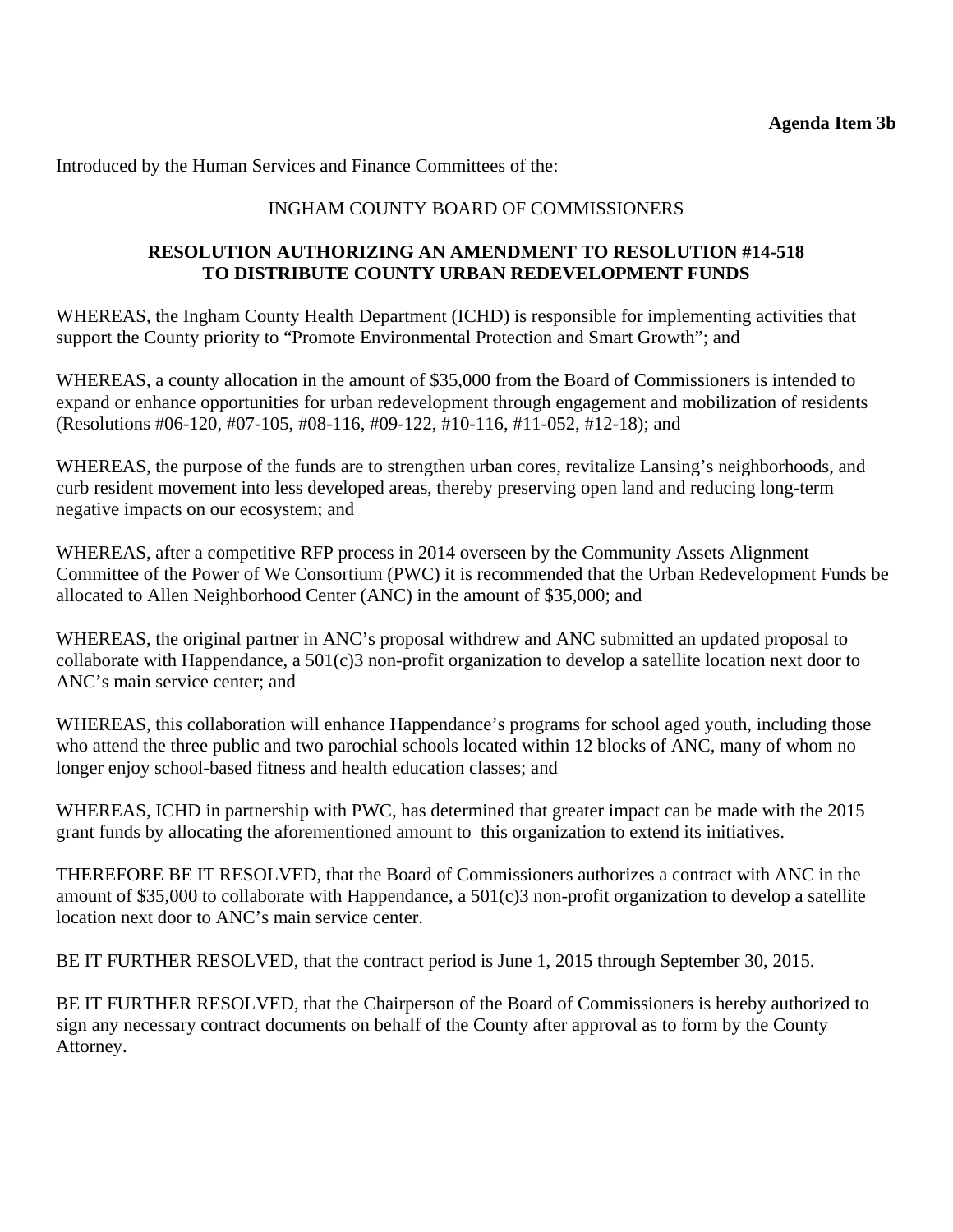**Agenda Item 3b**

Introduced by the Human Services and Finance Committees of the:

INGHAM COUNTY BOARD OF COMMISSIONERS

**RESOLUTION AUTHORIZING AN AMENDMENT TO RESOLUTION #14-518 TO DISTRIBUTE COUNTY URBAN REDEVELOPMENT FUNDS**

WHEREAS, the Ingham County Health Department (ICHD) is responsible for implementing activities that support the County priority to "Promote Environmental Protection and Smart Growth"; and

WHEREAS, a county allocation in the amount of $35,000 from the Board of Commissioners is intended to expand or enhance opportunities for urban redevelopment through engagement and mobilization of residents (Resolutions #06-120, #07-105, #08-116, #09-122, #10-116, #11-052, #12-18); and

WHEREAS, the purpose of the funds are to strengthen urban cores, revitalize Lansing's neighborhoods, and curb resident movement into less developed areas, thereby preserving open land and reducing long-term negative impacts on our ecosystem; and

WHEREAS, after a competitive RFP process in 2014 overseen by the Community Assets Alignment Committee of the Power of We Consortium (PWC) it is recommended that the Urban Redevelopment Funds be allocated to Allen Neighborhood Center (ANC) in the amount of $35,000; and

WHEREAS, the original partner in ANC's proposal withdrew and ANC submitted an updated proposal to collaborate with Happendance, a 501(c)3 non-profit organization to develop a satellite location next door to ANC's main service center; and

WHEREAS, this collaboration will enhance Happendance's programs for school aged youth, including those who attend the three public and two parochial schools located within 12 blocks of ANC, many of whom no longer enjoy school-based fitness and health education classes; and

WHEREAS, ICHD in partnership with PWC, has determined that greater impact can be made with the 2015 grant funds by allocating the aforementioned amount to this organization to extend its initiatives.

THEREFORE BE IT RESOLVED, that the Board of Commissioners authorizes a contract with ANC in the amount of $35,000 to collaborate with Happendance, a 501(c)3 non-profit organization to develop a satellite location next door to ANC's main service center.

BE IT FURTHER RESOLVED, that the contract period is June 1, 2015 through September 30, 2015.

BE IT FURTHER RESOLVED, that the Chairperson of the Board of Commissioners is hereby authorized to sign any necessary contract documents on behalf of the County after approval as to form by the County Attorney.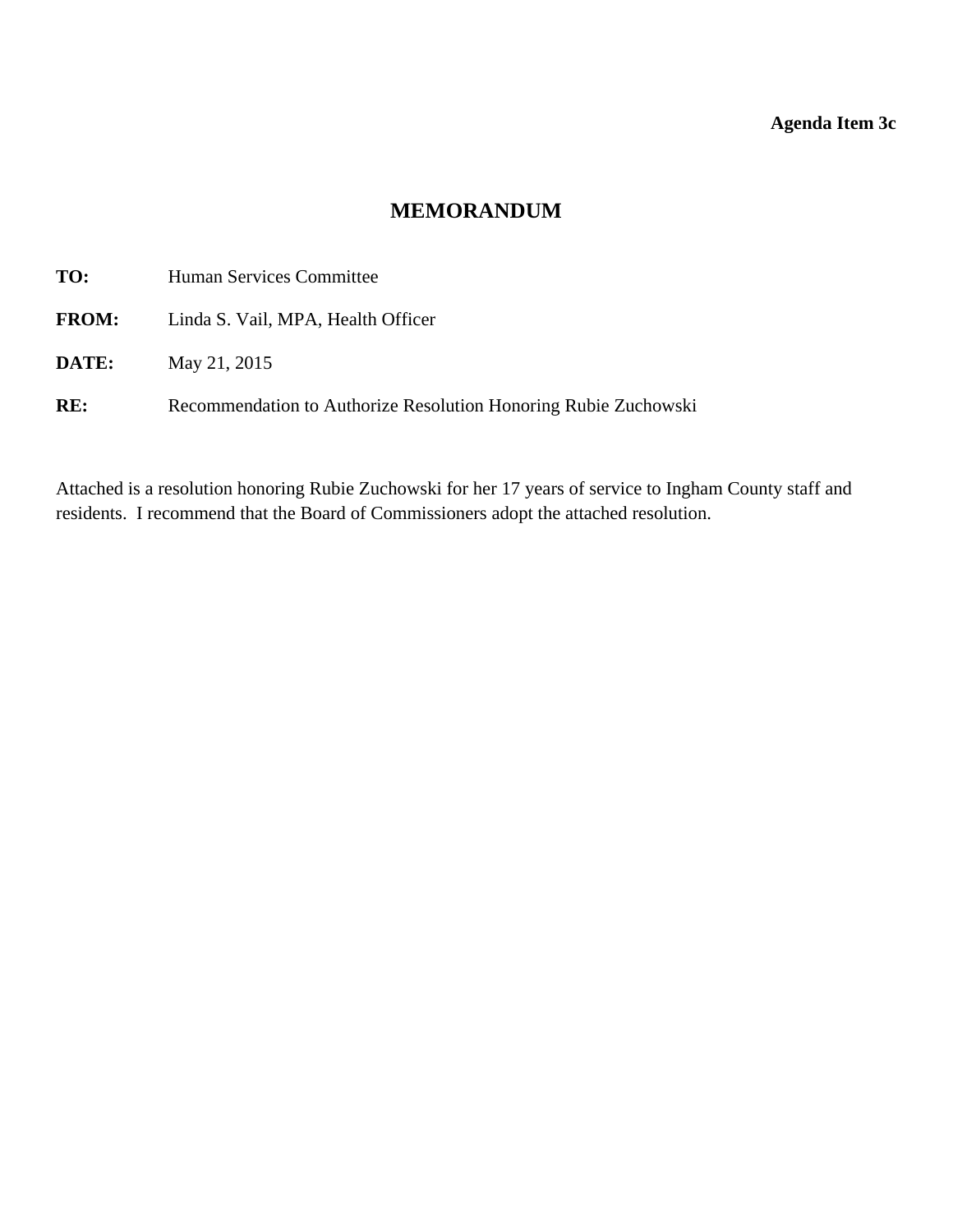**Agenda Item 3c**

# MEMORANDUM

**TO:** Human Services Committee

**FROM:** Linda S. Vail, MPA, Health Officer

**DATE:** May 21, 2015

**RE:** Recommendation to Authorize Resolution Honoring Rubie Zuchowski

Attached is a resolution honoring Rubie Zuchowski for her 17 years of service to Ingham County staff and residents. I recommend that the Board of Commissioners adopt the attached resolution.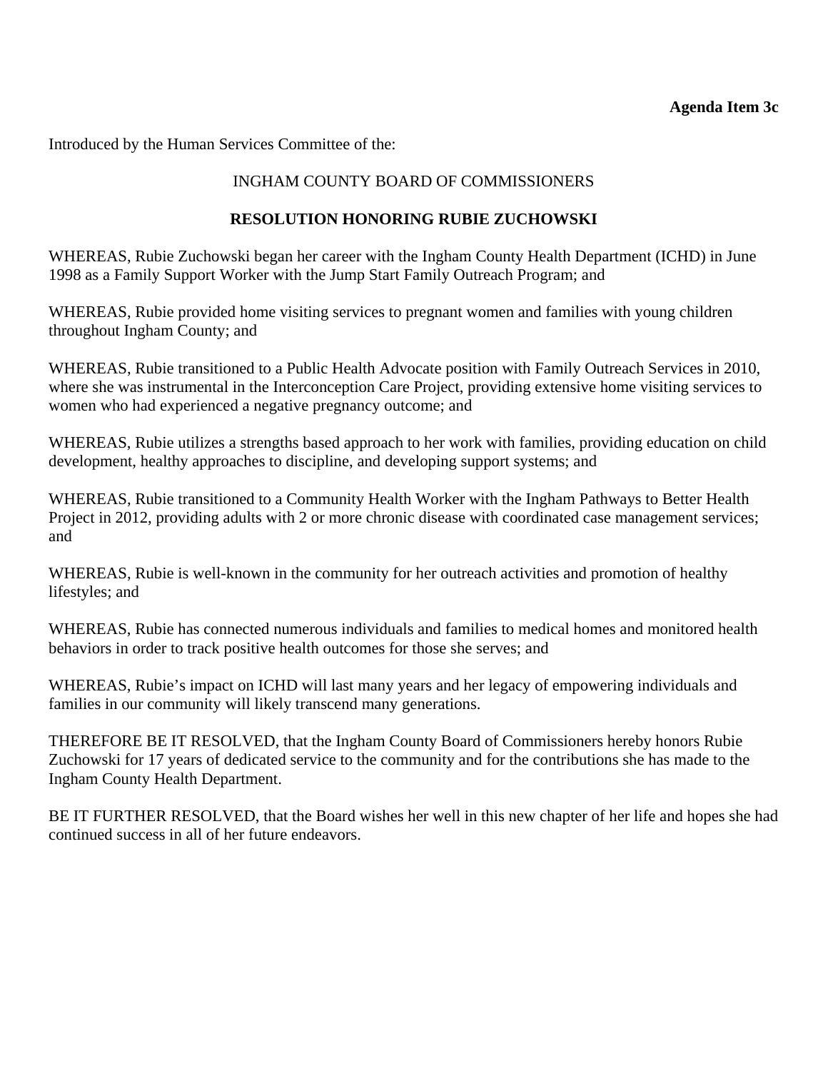**Agenda Item 3c**

Introduced by the Human Services Committee of the:

INGHAM COUNTY BOARD OF COMMISSIONERS

**RESOLUTION HONORING RUBIE ZUCHOWSKI**

WHEREAS, Rubie Zuchowski began her career with the Ingham County Health Department (ICHD) in June 1998 as a Family Support Worker with the Jump Start Family Outreach Program; and

WHEREAS, Rubie provided home visiting services to pregnant women and families with young children throughout Ingham County; and

WHEREAS, Rubie transitioned to a Public Health Advocate position with Family Outreach Services in 2010, where she was instrumental in the Interconception Care Project, providing extensive home visiting services to women who had experienced a negative pregnancy outcome; and

WHEREAS, Rubie utilizes a strengths based approach to her work with families, providing education on child development, healthy approaches to discipline, and developing support systems; and

WHEREAS, Rubie transitioned to a Community Health Worker with the Ingham Pathways to Better Health Project in 2012, providing adults with 2 or more chronic disease with coordinated case management services; and

WHEREAS, Rubie is well-known in the community for her outreach activities and promotion of healthy lifestyles; and

WHEREAS, Rubie has connected numerous individuals and families to medical homes and monitored health behaviors in order to track positive health outcomes for those she serves; and

WHEREAS, Rubie's impact on ICHD will last many years and her legacy of empowering individuals and families in our community will likely transcend many generations.

THEREFORE BE IT RESOLVED, that the Ingham County Board of Commissioners hereby honors Rubie Zuchowski for 17 years of dedicated service to the community and for the contributions she has made to the Ingham County Health Department.

BE IT FURTHER RESOLVED, that the Board wishes her well in this new chapter of her life and hopes she had continued success in all of her future endeavors.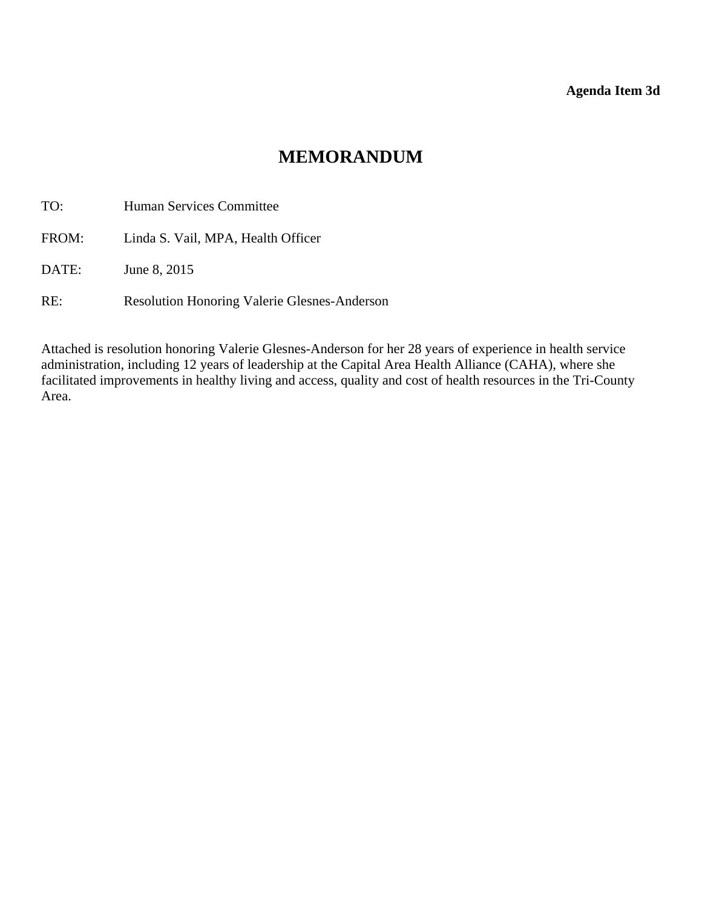**Agenda Item 3d**

# MEMORANDUM

TO: Human Services Committee

FROM: Linda S. Vail, MPA, Health Officer

DATE: June 8, 2015

RE: Resolution Honoring Valerie Glesnes-Anderson

Attached is resolution honoring Valerie Glesnes-Anderson for her 28 years of experience in health service administration, including 12 years of leadership at the Capital Area Health Alliance (CAHA), where she facilitated improvements in healthy living and access, quality and cost of health resources in the Tri-County Area.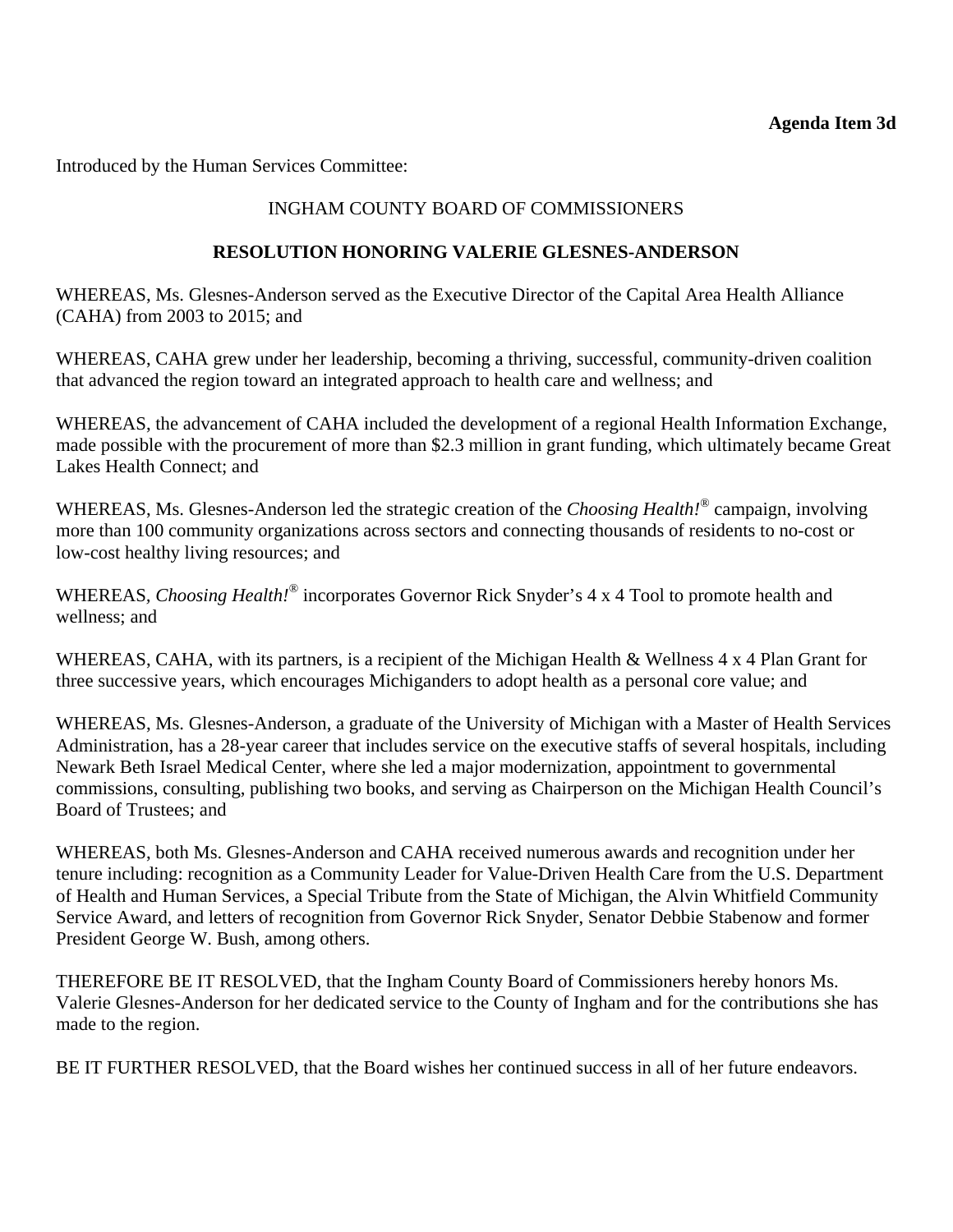**Agenda Item 3d**

Introduced by the Human Services Committee:

INGHAM COUNTY BOARD OF COMMISSIONERS

**RESOLUTION HONORING VALERIE GLESNES-ANDERSON**

WHEREAS, Ms. Glesnes-Anderson served as the Executive Director of the Capital Area Health Alliance (CAHA) from 2003 to 2015; and

WHEREAS, CAHA grew under her leadership, becoming a thriving, successful, community-driven coalition that advanced the region toward an integrated approach to health care and wellness; and

WHEREAS, the advancement of CAHA included the development of a regional Health Information Exchange, made possible with the procurement of more than $2.3 million in grant funding, which ultimately became Great Lakes Health Connect; and

WHEREAS, Ms. Glesnes-Anderson led the strategic creation of the *Choosing Health!®* campaign, involving more than 100 community organizations across sectors and connecting thousands of residents to no-cost or low-cost healthy living resources; and

WHEREAS, *Choosing Health!®* incorporates Governor Rick Snyder's 4 x 4 Tool to promote health and wellness; and

WHEREAS, CAHA, with its partners, is a recipient of the Michigan Health & Wellness 4 x 4 Plan Grant for three successive years, which encourages Michiganders to adopt health as a personal core value; and

WHEREAS, Ms. Glesnes-Anderson, a graduate of the University of Michigan with a Master of Health Services Administration, has a 28-year career that includes service on the executive staffs of several hospitals, including Newark Beth Israel Medical Center, where she led a major modernization, appointment to governmental commissions, consulting, publishing two books, and serving as Chairperson on the Michigan Health Council's Board of Trustees; and

WHEREAS, both Ms. Glesnes-Anderson and CAHA received numerous awards and recognition under her tenure including: recognition as a Community Leader for Value-Driven Health Care from the U.S. Department of Health and Human Services, a Special Tribute from the State of Michigan, the Alvin Whitfield Community Service Award, and letters of recognition from Governor Rick Snyder, Senator Debbie Stabenow and former President George W. Bush, among others.

THEREFORE BE IT RESOLVED, that the Ingham County Board of Commissioners hereby honors Ms. Valerie Glesnes-Anderson for her dedicated service to the County of Ingham and for the contributions she has made to the region.

BE IT FURTHER RESOLVED, that the Board wishes her continued success in all of her future endeavors.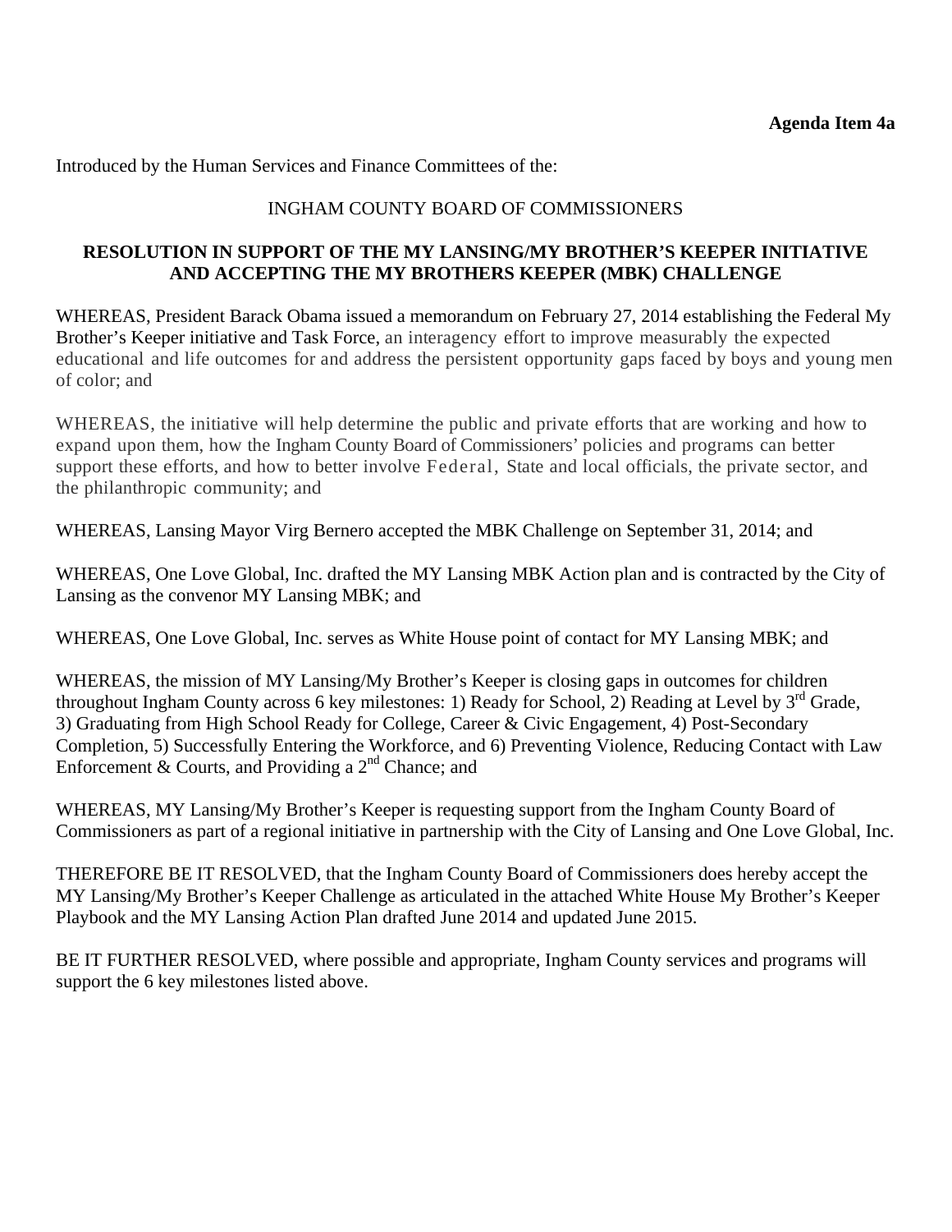**Agenda Item 4a**

Introduced by the Human Services and Finance Committees of the:

INGHAM COUNTY BOARD OF COMMISSIONERS

**RESOLUTION IN SUPPORT OF THE MY LANSING/MY BROTHER'S KEEPER INITIATIVE AND ACCEPTING THE MY BROTHERS KEEPER (MBK) CHALLENGE**

WHEREAS, President Barack Obama issued a memorandum on February 27, 2014 establishing the Federal My Brother's Keeper initiative and Task Force, an interagency effort to improve measurably the expected educational and life outcomes for and address the persistent opportunity gaps faced by boys and young men of color; and

WHEREAS, the initiative will help determine the public and private efforts that are working and how to expand upon them, how the Ingham County Board of Commissioners' policies and programs can better support these efforts, and how to better involve Federal, State and local officials, the private sector, and the philanthropic community; and

WHEREAS, Lansing Mayor Virg Bernero accepted the MBK Challenge on September 31, 2014; and

WHEREAS, One Love Global, Inc. drafted the MY Lansing MBK Action plan and is contracted by the City of Lansing as the convenor MY Lansing MBK; and

WHEREAS, One Love Global, Inc. serves as White House point of contact for MY Lansing MBK; and

WHEREAS, the mission of MY Lansing/My Brother's Keeper is closing gaps in outcomes for children throughout Ingham County across 6 key milestones: 1) Ready for School, 2) Reading at Level by 3rd Grade, 3) Graduating from High School Ready for College, Career & Civic Engagement, 4) Post-Secondary Completion, 5) Successfully Entering the Workforce, and 6) Preventing Violence, Reducing Contact with Law Enforcement & Courts, and Providing a 2nd Chance; and

WHEREAS, MY Lansing/My Brother's Keeper is requesting support from the Ingham County Board of Commissioners as part of a regional initiative in partnership with the City of Lansing and One Love Global, Inc.

THEREFORE BE IT RESOLVED, that the Ingham County Board of Commissioners does hereby accept the MY Lansing/My Brother's Keeper Challenge as articulated in the attached White House My Brother's Keeper Playbook and the MY Lansing Action Plan drafted June 2014 and updated June 2015.

BE IT FURTHER RESOLVED, where possible and appropriate, Ingham County services and programs will support the 6 key milestones listed above.